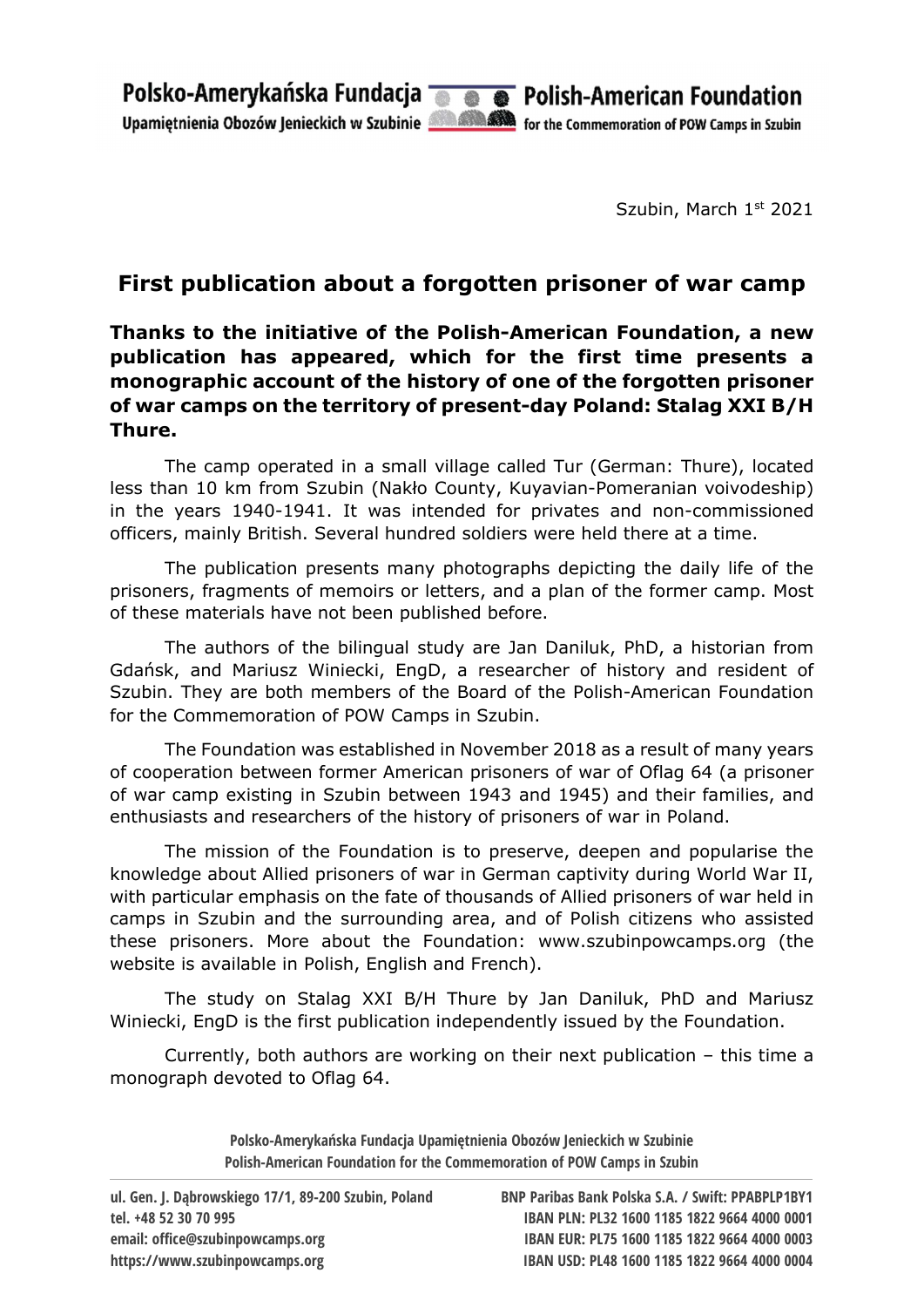Polsko-Amerykańska Fundacja Upamiętnienia Obozów Jenieckich w Szubinie
Polish-American Foundation for the Commemoration of POW Camps in Szubin

Szubin, March 1st 2021

# First publication about a forgotten prisoner of war camp

**Thanks to the initiative of the Polish-American Foundation, a new publication has appeared, which for the first time presents a monographic account of the history of one of the forgotten prisoner of war camps on the territory of present-day Poland: Stalag XXI B/H Thure.**

The camp operated in a small village called Tur (German: Thure), located less than 10 km from Szubin (Nakło County, Kuyavian-Pomeranian voivodeship) in the years 1940-1941. It was intended for privates and non-commissioned officers, mainly British. Several hundred soldiers were held there at a time.

The publication presents many photographs depicting the daily life of the prisoners, fragments of memoirs or letters, and a plan of the former camp. Most of these materials have not been published before.

The authors of the bilingual study are Jan Daniluk, PhD, a historian from Gdańsk, and Mariusz Winiecki, EngD, a researcher of history and resident of Szubin. They are both members of the Board of the Polish-American Foundation for the Commemoration of POW Camps in Szubin.

The Foundation was established in November 2018 as a result of many years of cooperation between former American prisoners of war of Oflag 64 (a prisoner of war camp existing in Szubin between 1943 and 1945) and their families, and enthusiasts and researchers of the history of prisoners of war in Poland.

The mission of the Foundation is to preserve, deepen and popularise the knowledge about Allied prisoners of war in German captivity during World War II, with particular emphasis on the fate of thousands of Allied prisoners of war held in camps in Szubin and the surrounding area, and of Polish citizens who assisted these prisoners. More about the Foundation: www.szubinpowcamps.org (the website is available in Polish, English and French).

The study on Stalag XXI B/H Thure by Jan Daniluk, PhD and Mariusz Winiecki, EngD is the first publication independently issued by the Foundation.

Currently, both authors are working on their next publication – this time a monograph devoted to Oflag 64.

**Polsko-Amerykańska Fundacja Upamiętnienia Obozów Jenieckich w Szubinie**
**Polish-American Foundation for the Commemoration of POW Camps in Szubin**

ul. Gen. J. Dąbrowskiego 17/1, 89-200 Szubin, Poland
tel. +48 52 30 70 995
email: office@szubinpowcamps.org
https://www.szubinpowcamps.org

BNP Paribas Bank Polska S.A. / Swift: PPABPLP1BY1
IBAN PLN: PL32 1600 1185 1822 9664 4000 0001
IBAN EUR: PL75 1600 1185 1822 9664 4000 0003
IBAN USD: PL48 1600 1185 1822 9664 4000 0004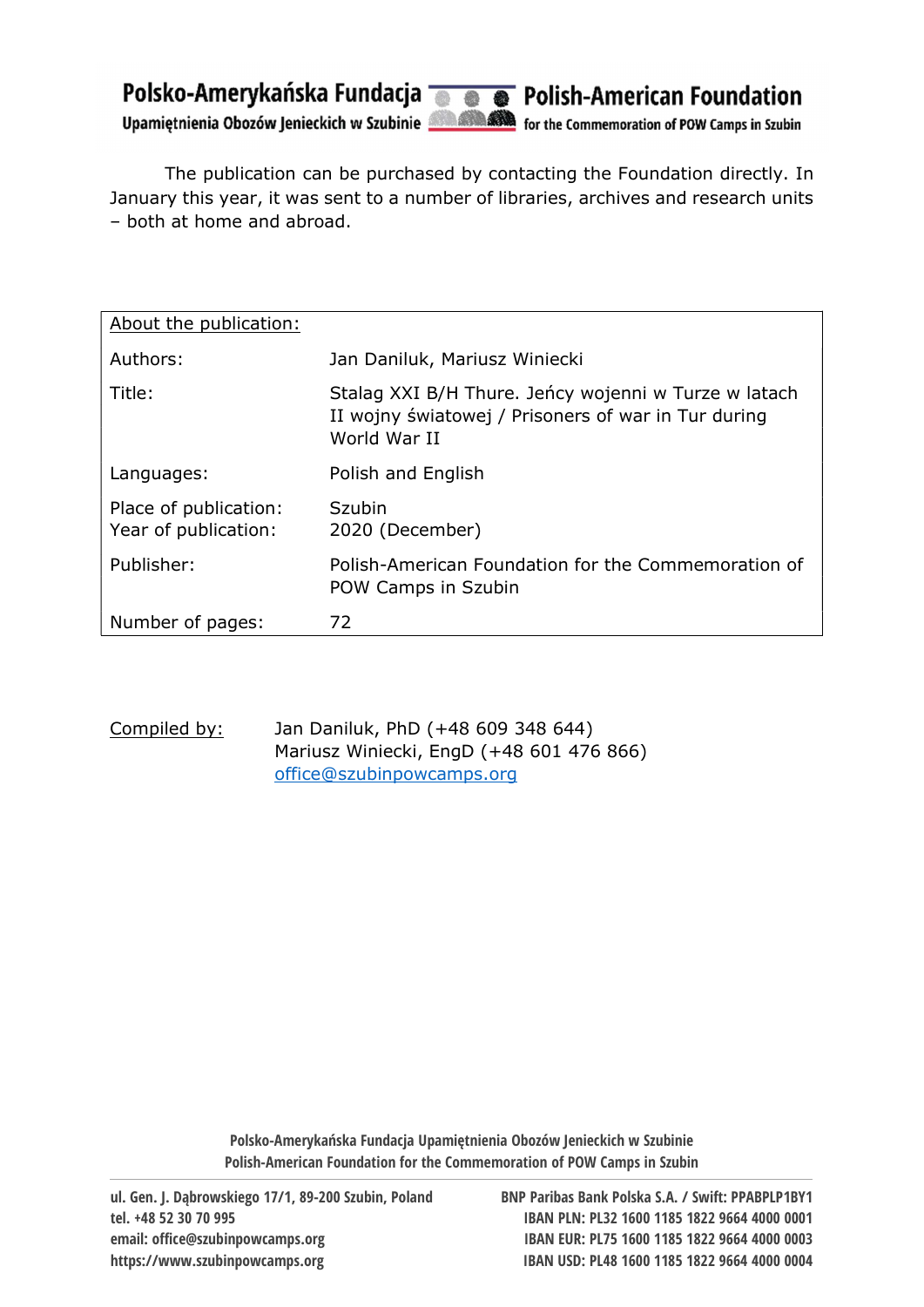The publication can be purchased by contacting the Foundation directly. In January this year, it was sent to a number of libraries, archives and research units – both at home and abroad.

| About the publication: | |
|---|---|
| Authors: | Jan Daniluk, Mariusz Winiecki |
| Title: | Stalag XXI B/H Thure. Jeńcy wojenni w Turze w latach II wojny światowej / Prisoners of war in Tur during World War II |
| Languages: | Polish and English |
| Place of publication: | Szubin |
| Year of publication: | 2020 (December) |
| Publisher: | Polish-American Foundation for the Commemoration of POW Camps in Szubin |
| Number of pages: | 72 |

Compiled by:
Jan Daniluk, PhD (+48 609 348 644)
Mariusz Winiecki, EngD (+48 601 476 866)
office@szubinpowcamps.org